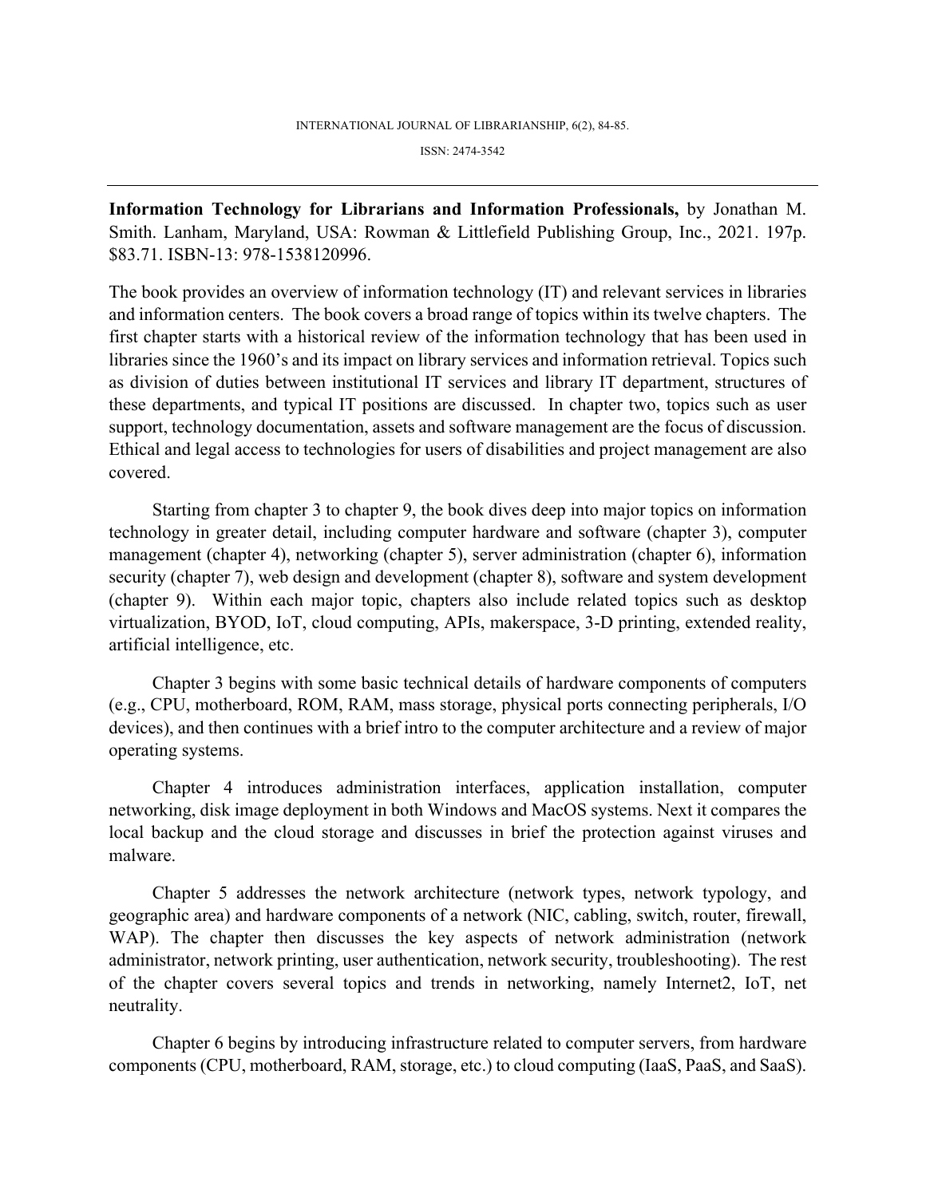**Information Technology for Librarians and Information Professionals,** by Jonathan M. Smith. Lanham, Maryland, USA: Rowman & Littlefield Publishing Group, Inc., 2021. 197p. $83.71. ISBN-13: 978-1538120996.

The book provides an overview of information technology (IT) and relevant services in libraries and information centers. The book covers a broad range of topics within its twelve chapters. The first chapter starts with a historical review of the information technology that has been used in libraries since the 1960's and its impact on library services and information retrieval. Topics such as division of duties between institutional IT services and library IT department, structures of these departments, and typical IT positions are discussed. In chapter two, topics such as user support, technology documentation, assets and software management are the focus of discussion. Ethical and legal access to technologies for users of disabilities and project management are also covered.

Starting from chapter 3 to chapter 9, the book dives deep into major topics on information technology in greater detail, including computer hardware and software (chapter 3), computer management (chapter 4), networking (chapter 5), server administration (chapter 6), information security (chapter 7), web design and development (chapter 8), software and system development (chapter 9). Within each major topic, chapters also include related topics such as desktop virtualization, BYOD, IoT, cloud computing, APIs, makerspace, 3-D printing, extended reality, artificial intelligence, etc.

Chapter 3 begins with some basic technical details of hardware components of computers (e.g., CPU, motherboard, ROM, RAM, mass storage, physical ports connecting peripherals, I/O devices), and then continues with a brief intro to the computer architecture and a review of major operating systems.

Chapter 4 introduces administration interfaces, application installation, computer networking, disk image deployment in both Windows and MacOS systems. Next it compares the local backup and the cloud storage and discusses in brief the protection against viruses and malware.

Chapter 5 addresses the network architecture (network types, network typology, and geographic area) and hardware components of a network (NIC, cabling, switch, router, firewall, WAP). The chapter then discusses the key aspects of network administration (network administrator, network printing, user authentication, network security, troubleshooting). The rest of the chapter covers several topics and trends in networking, namely Internet2, IoT, net neutrality.

Chapter 6 begins by introducing infrastructure related to computer servers, from hardware components (CPU, motherboard, RAM, storage, etc.) to cloud computing (IaaS, PaaS, and SaaS).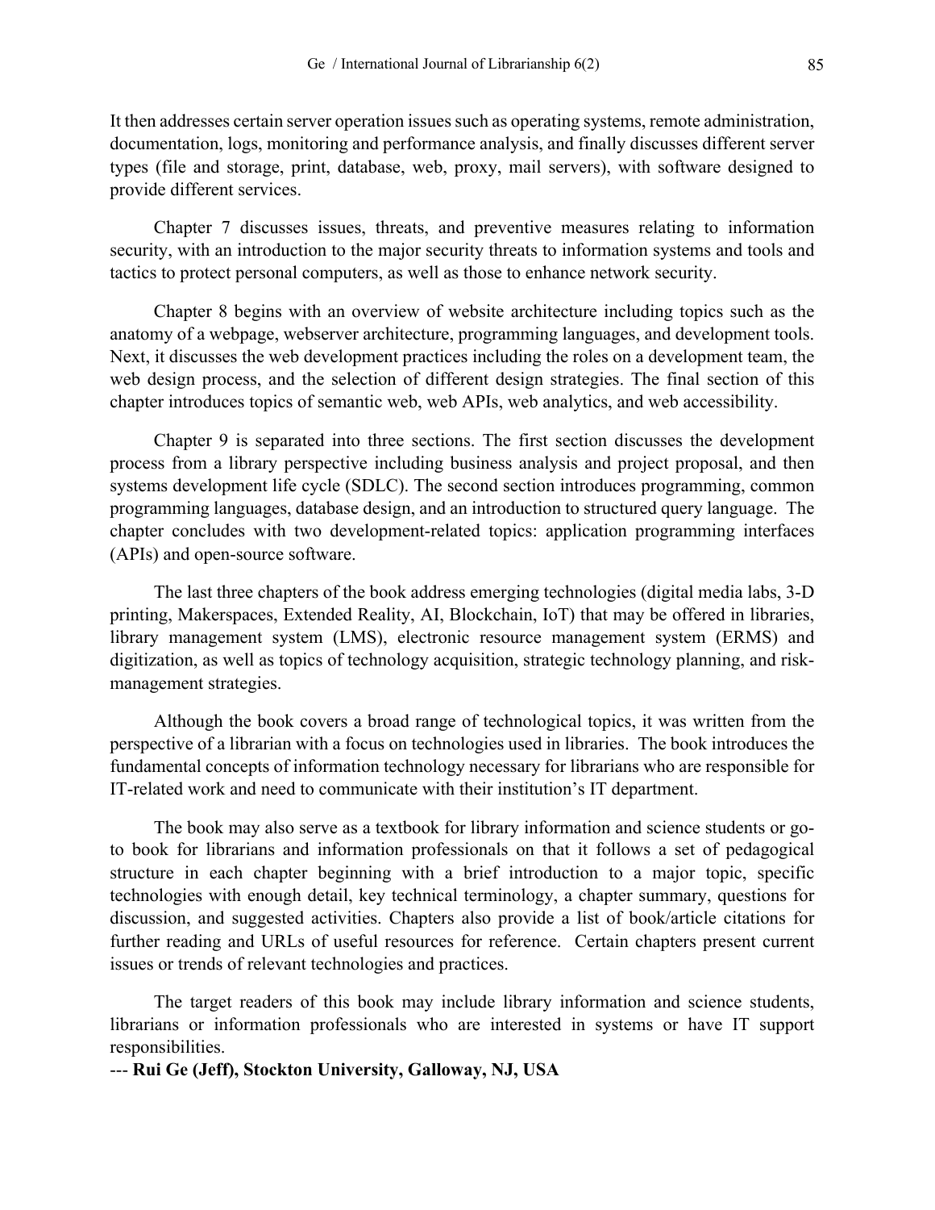It then addresses certain server operation issues such as operating systems, remote administration, documentation, logs, monitoring and performance analysis, and finally discusses different server types (file and storage, print, database, web, proxy, mail servers), with software designed to provide different services.

Chapter 7 discusses issues, threats, and preventive measures relating to information security, with an introduction to the major security threats to information systems and tools and tactics to protect personal computers, as well as those to enhance network security.

Chapter 8 begins with an overview of website architecture including topics such as the anatomy of a webpage, webserver architecture, programming languages, and development tools. Next, it discusses the web development practices including the roles on a development team, the web design process, and the selection of different design strategies. The final section of this chapter introduces topics of semantic web, web APIs, web analytics, and web accessibility.

Chapter 9 is separated into three sections. The first section discusses the development process from a library perspective including business analysis and project proposal, and then systems development life cycle (SDLC). The second section introduces programming, common programming languages, database design, and an introduction to structured query language. The chapter concludes with two development-related topics: application programming interfaces (APIs) and open-source software.

The last three chapters of the book address emerging technologies (digital media labs, 3-D printing, Makerspaces, Extended Reality, AI, Blockchain, IoT) that may be offered in libraries, library management system (LMS), electronic resource management system (ERMS) and digitization, as well as topics of technology acquisition, strategic technology planning, and risk-management strategies.

Although the book covers a broad range of technological topics, it was written from the perspective of a librarian with a focus on technologies used in libraries. The book introduces the fundamental concepts of information technology necessary for librarians who are responsible for IT-related work and need to communicate with their institution's IT department.

The book may also serve as a textbook for library information and science students or go-to book for librarians and information professionals on that it follows a set of pedagogical structure in each chapter beginning with a brief introduction to a major topic, specific technologies with enough detail, key technical terminology, a chapter summary, questions for discussion, and suggested activities. Chapters also provide a list of book/article citations for further reading and URLs of useful resources for reference. Certain chapters present current issues or trends of relevant technologies and practices.

The target readers of this book may include library information and science students, librarians or information professionals who are interested in systems or have IT support responsibilities.

--- **Rui Ge (Jeff), Stockton University, Galloway, NJ, USA**